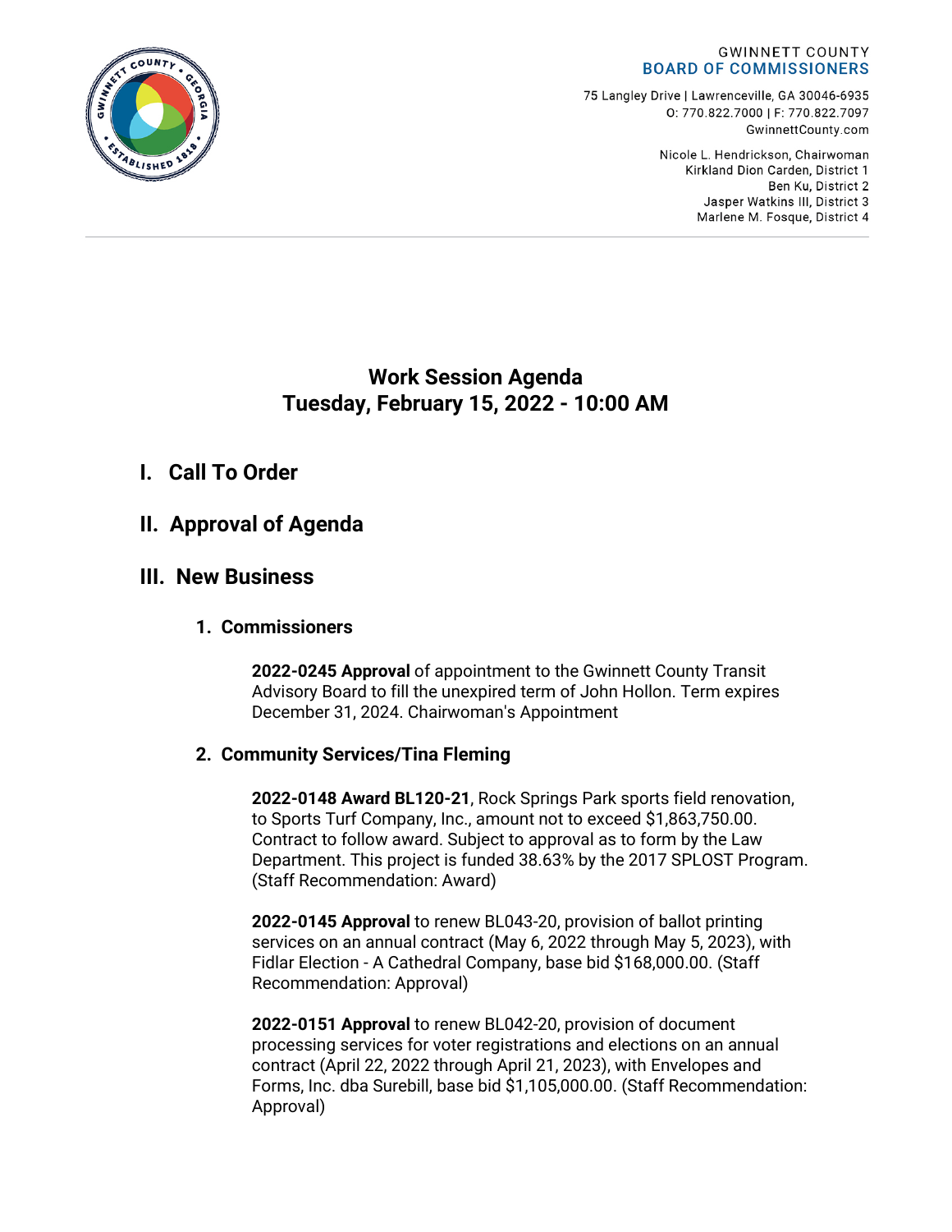GWINNETT COUNTY
**BOARD OF COMMISSIONERS**

75 Langley Drive | Lawrenceville, GA 30046-6935
O: 770.822.7000 | F: 770.822.7097
GwinnettCounty.com

Nicole L. Hendrickson, Chairwoman
Kirkland Dion Carden, District 1
Ben Ku, District 2
Jasper Watkins III, District 3
Marlene M. Fosque, District 4

# Work Session Agenda
## Tuesday, February 15, 2022 - 10:00 AM

## I. Call To Order

## II. Approval of Agenda

## III. New Business

### 1. Commissioners

**2022-0245 Approval** of appointment to the Gwinnett County Transit Advisory Board to fill the unexpired term of John Hollon. Term expires December 31, 2024. Chairwoman's Appointment

### 2. Community Services/Tina Fleming

**2022-0148 Award BL120-21**, Rock Springs Park sports field renovation, to Sports Turf Company, Inc., amount not to exceed $1,863,750.00. Contract to follow award. Subject to approval as to form by the Law Department. This project is funded 38.63% by the 2017 SPLOST Program. (Staff Recommendation: Award)

**2022-0145 Approval** to renew BL043-20, provision of ballot printing services on an annual contract (May 6, 2022 through May 5, 2023), with Fidlar Election - A Cathedral Company, base bid $168,000.00. (Staff Recommendation: Approval)

**2022-0151 Approval** to renew BL042-20, provision of document processing services for voter registrations and elections on an annual contract (April 22, 2022 through April 21, 2023), with Envelopes and Forms, Inc. dba Surebill, base bid $1,105,000.00. (Staff Recommendation: Approval)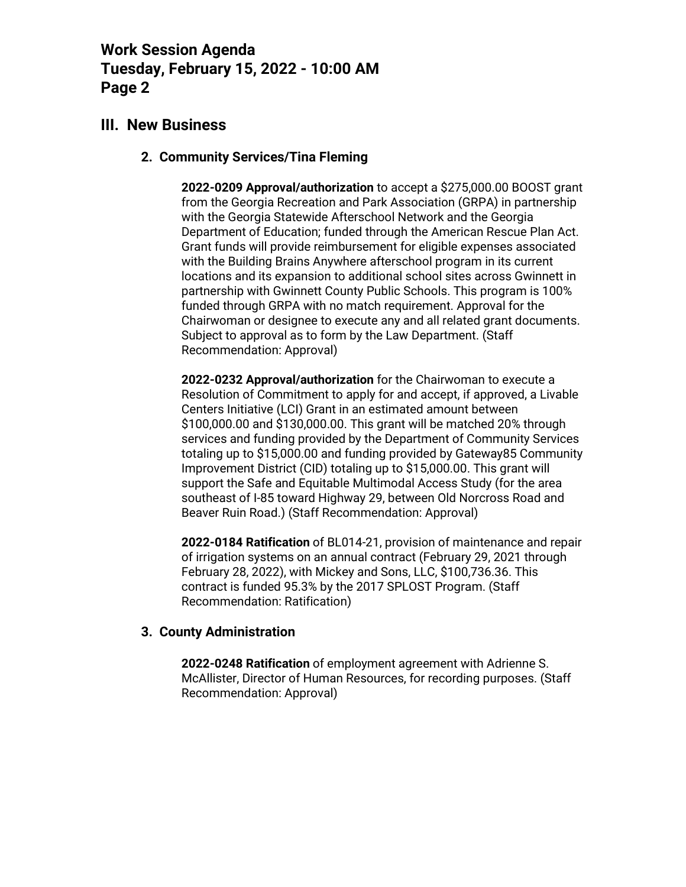## III. New Business

### 2. Community Services/Tina Fleming

**2022-0209 Approval/authorization** to accept a $275,000.00 BOOST grant from the Georgia Recreation and Park Association (GRPA) in partnership with the Georgia Statewide Afterschool Network and the Georgia Department of Education; funded through the American Rescue Plan Act. Grant funds will provide reimbursement for eligible expenses associated with the Building Brains Anywhere afterschool program in its current locations and its expansion to additional school sites across Gwinnett in partnership with Gwinnett County Public Schools. This program is 100% funded through GRPA with no match requirement. Approval for the Chairwoman or designee to execute any and all related grant documents. Subject to approval as to form by the Law Department. (Staff Recommendation: Approval)

**2022-0232 Approval/authorization** for the Chairwoman to execute a Resolution of Commitment to apply for and accept, if approved, a Livable Centers Initiative (LCI) Grant in an estimated amount between $100,000.00 and $130,000.00. This grant will be matched 20% through services and funding provided by the Department of Community Services totaling up to $15,000.00 and funding provided by Gateway85 Community Improvement District (CID) totaling up to $15,000.00. This grant will support the Safe and Equitable Multimodal Access Study (for the area southeast of I-85 toward Highway 29, between Old Norcross Road and Beaver Ruin Road.) (Staff Recommendation: Approval)

**2022-0184 Ratification** of BL014-21, provision of maintenance and repair of irrigation systems on an annual contract (February 29, 2021 through February 28, 2022), with Mickey and Sons, LLC, $100,736.36. This contract is funded 95.3% by the 2017 SPLOST Program. (Staff Recommendation: Ratification)

### 3. County Administration

**2022-0248 Ratification** of employment agreement with Adrienne S. McAllister, Director of Human Resources, for recording purposes. (Staff Recommendation: Approval)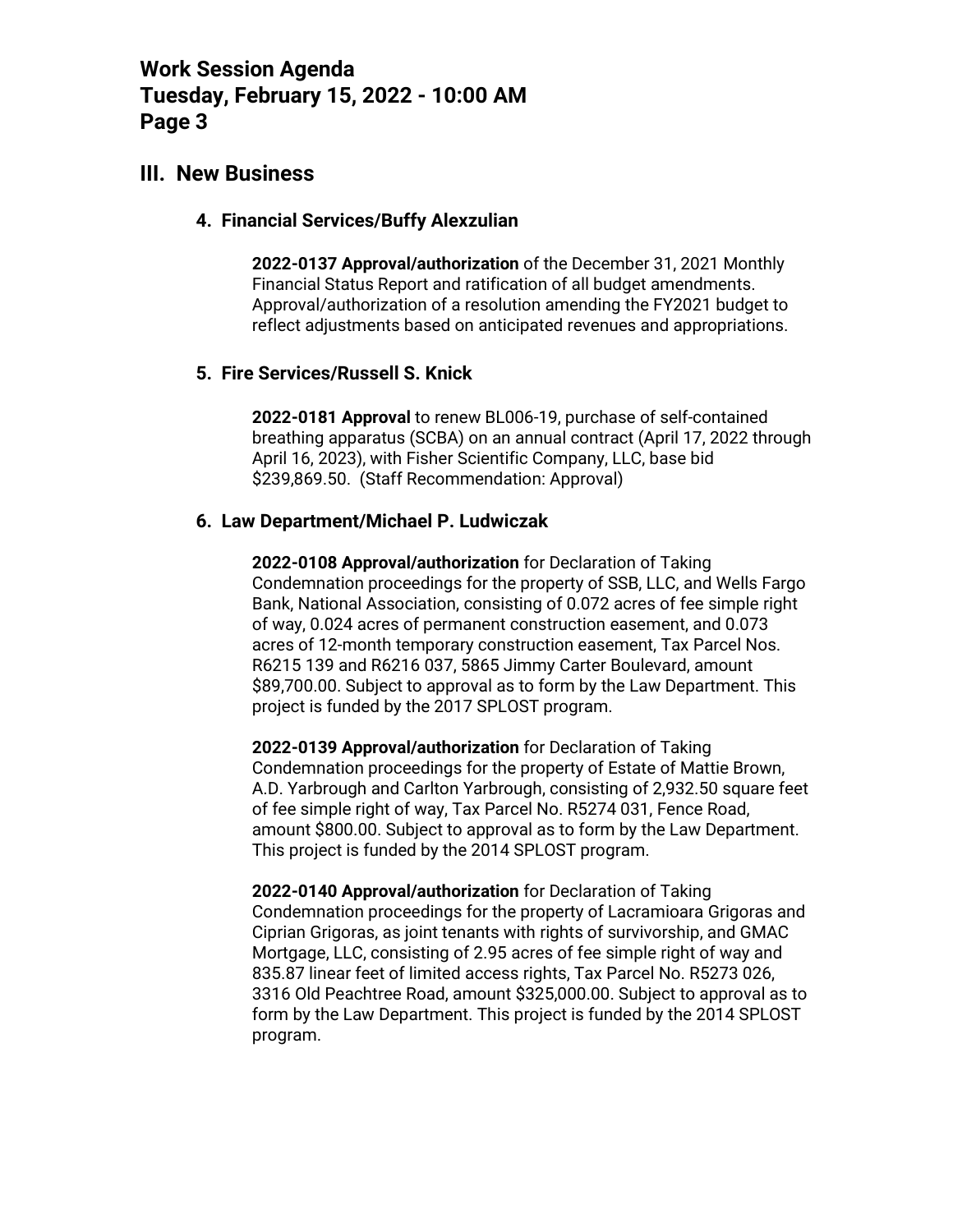## III. New Business

### 4. Financial Services/Buffy Alexzulian

**2022-0137 Approval/authorization** of the December 31, 2021 Monthly Financial Status Report and ratification of all budget amendments. Approval/authorization of a resolution amending the FY2021 budget to reflect adjustments based on anticipated revenues and appropriations.

### 5. Fire Services/Russell S. Knick

**2022-0181 Approval** to renew BL006-19, purchase of self-contained breathing apparatus (SCBA) on an annual contract (April 17, 2022 through April 16, 2023), with Fisher Scientific Company, LLC, base bid $239,869.50. (Staff Recommendation: Approval)

### 6. Law Department/Michael P. Ludwiczak

**2022-0108 Approval/authorization** for Declaration of Taking Condemnation proceedings for the property of SSB, LLC, and Wells Fargo Bank, National Association, consisting of 0.072 acres of fee simple right of way, 0.024 acres of permanent construction easement, and 0.073 acres of 12-month temporary construction easement, Tax Parcel Nos. R6215 139 and R6216 037, 5865 Jimmy Carter Boulevard, amount $89,700.00. Subject to approval as to form by the Law Department. This project is funded by the 2017 SPLOST program.

**2022-0139 Approval/authorization** for Declaration of Taking Condemnation proceedings for the property of Estate of Mattie Brown, A.D. Yarbrough and Carlton Yarbrough, consisting of 2,932.50 square feet of fee simple right of way, Tax Parcel No. R5274 031, Fence Road, amount $800.00. Subject to approval as to form by the Law Department. This project is funded by the 2014 SPLOST program.

**2022-0140 Approval/authorization** for Declaration of Taking Condemnation proceedings for the property of Lacramioara Grigoras and Ciprian Grigoras, as joint tenants with rights of survivorship, and GMAC Mortgage, LLC, consisting of 2.95 acres of fee simple right of way and 835.87 linear feet of limited access rights, Tax Parcel No. R5273 026, 3316 Old Peachtree Road, amount $325,000.00. Subject to approval as to form by the Law Department. This project is funded by the 2014 SPLOST program.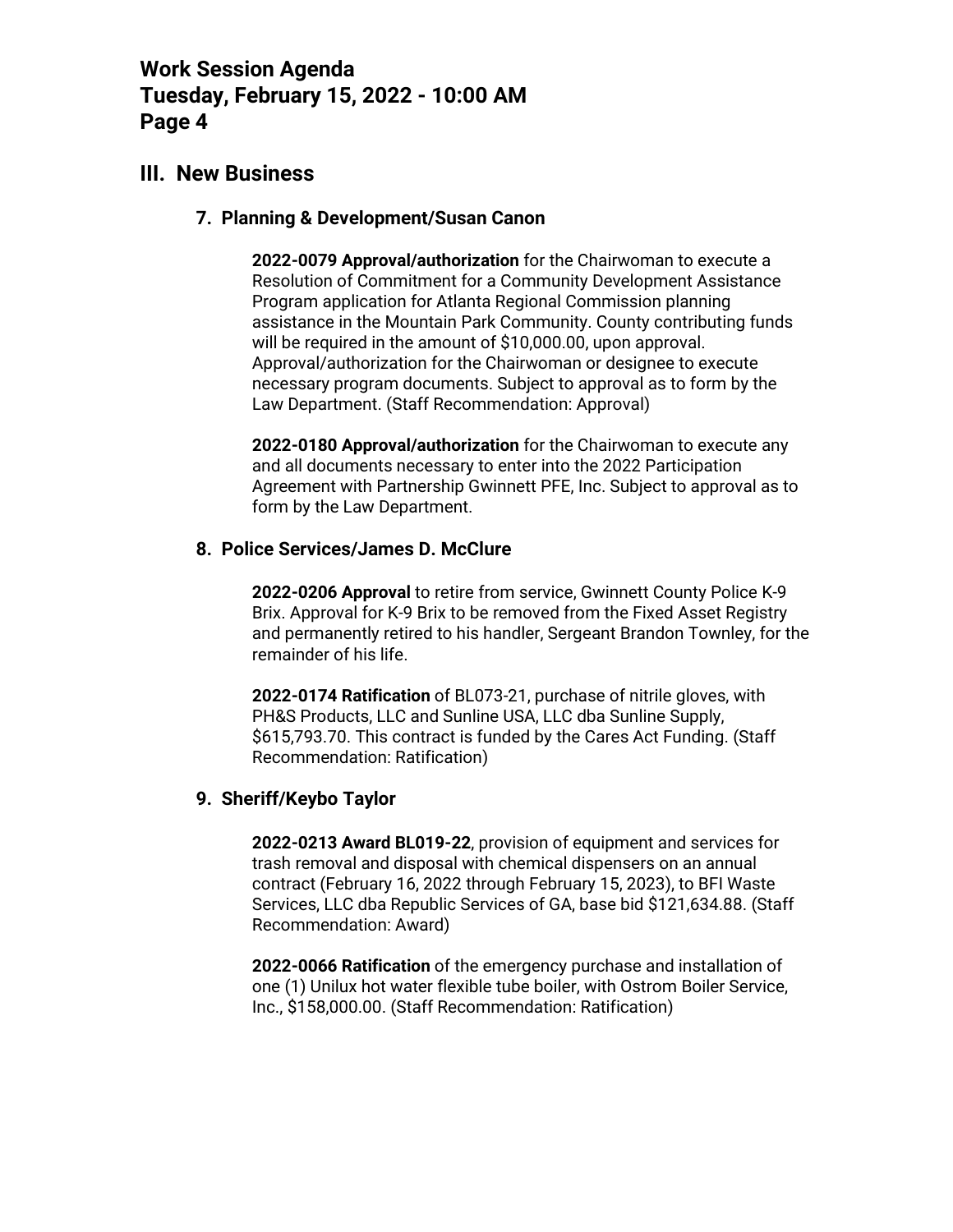## III. New Business

### 7. Planning & Development/Susan Canon

**2022-0079 Approval/authorization** for the Chairwoman to execute a Resolution of Commitment for a Community Development Assistance Program application for Atlanta Regional Commission planning assistance in the Mountain Park Community. County contributing funds will be required in the amount of $10,000.00, upon approval. Approval/authorization for the Chairwoman or designee to execute necessary program documents. Subject to approval as to form by the Law Department. (Staff Recommendation: Approval)

**2022-0180 Approval/authorization** for the Chairwoman to execute any and all documents necessary to enter into the 2022 Participation Agreement with Partnership Gwinnett PFE, Inc. Subject to approval as to form by the Law Department.

### 8. Police Services/James D. McClure

**2022-0206 Approval** to retire from service, Gwinnett County Police K-9 Brix. Approval for K-9 Brix to be removed from the Fixed Asset Registry and permanently retired to his handler, Sergeant Brandon Townley, for the remainder of his life.

**2022-0174 Ratification** of BL073-21, purchase of nitrile gloves, with PH&S Products, LLC and Sunline USA, LLC dba Sunline Supply, $615,793.70. This contract is funded by the Cares Act Funding. (Staff Recommendation: Ratification)

### 9. Sheriff/Keybo Taylor

**2022-0213 Award BL019-22**, provision of equipment and services for trash removal and disposal with chemical dispensers on an annual contract (February 16, 2022 through February 15, 2023), to BFI Waste Services, LLC dba Republic Services of GA, base bid $121,634.88. (Staff Recommendation: Award)

**2022-0066 Ratification** of the emergency purchase and installation of one (1) Unilux hot water flexible tube boiler, with Ostrom Boiler Service, Inc., $158,000.00. (Staff Recommendation: Ratification)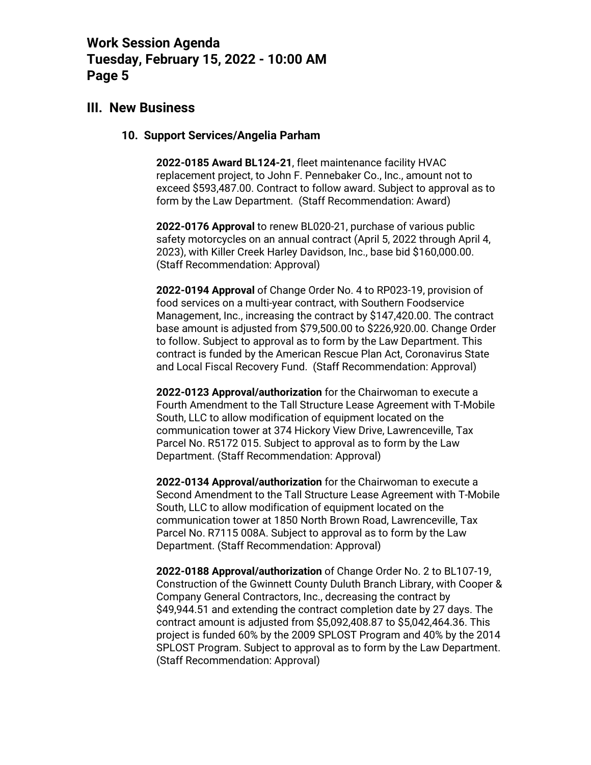## III. New Business

### 10. Support Services/Angelia Parham

**2022-0185 Award BL124-21**, fleet maintenance facility HVAC replacement project, to John F. Pennebaker Co., Inc., amount not to exceed $593,487.00. Contract to follow award. Subject to approval as to form by the Law Department. (Staff Recommendation: Award)

**2022-0176 Approval** to renew BL020-21, purchase of various public safety motorcycles on an annual contract (April 5, 2022 through April 4, 2023), with Killer Creek Harley Davidson, Inc., base bid $160,000.00. (Staff Recommendation: Approval)

**2022-0194 Approval** of Change Order No. 4 to RP023-19, provision of food services on a multi-year contract, with Southern Foodservice Management, Inc., increasing the contract by $147,420.00. The contract base amount is adjusted from $79,500.00 to $226,920.00. Change Order to follow. Subject to approval as to form by the Law Department. This contract is funded by the American Rescue Plan Act, Coronavirus State and Local Fiscal Recovery Fund. (Staff Recommendation: Approval)

**2022-0123 Approval/authorization** for the Chairwoman to execute a Fourth Amendment to the Tall Structure Lease Agreement with T-Mobile South, LLC to allow modification of equipment located on the communication tower at 374 Hickory View Drive, Lawrenceville, Tax Parcel No. R5172 015. Subject to approval as to form by the Law Department. (Staff Recommendation: Approval)

**2022-0134 Approval/authorization** for the Chairwoman to execute a Second Amendment to the Tall Structure Lease Agreement with T-Mobile South, LLC to allow modification of equipment located on the communication tower at 1850 North Brown Road, Lawrenceville, Tax Parcel No. R7115 008A. Subject to approval as to form by the Law Department. (Staff Recommendation: Approval)

**2022-0188 Approval/authorization** of Change Order No. 2 to BL107-19, Construction of the Gwinnett County Duluth Branch Library, with Cooper & Company General Contractors, Inc., decreasing the contract by $49,944.51 and extending the contract completion date by 27 days. The contract amount is adjusted from $5,092,408.87 to $5,042,464.36. This project is funded 60% by the 2009 SPLOST Program and 40% by the 2014 SPLOST Program. Subject to approval as to form by the Law Department. (Staff Recommendation: Approval)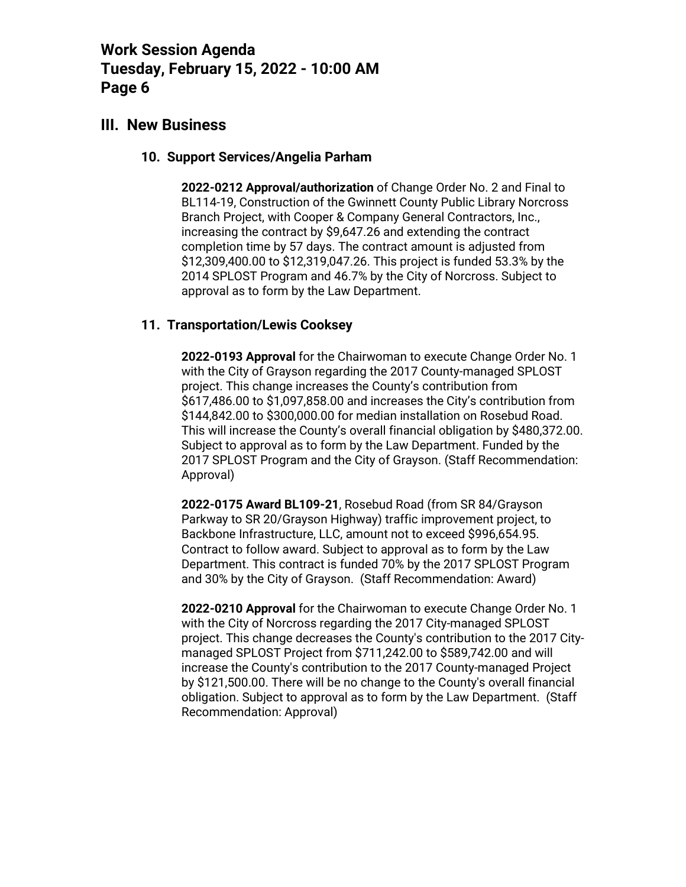## III. New Business

### 10. Support Services/Angelia Parham

**2022-0212 Approval/authorization** of Change Order No. 2 and Final to BL114-19, Construction of the Gwinnett County Public Library Norcross Branch Project, with Cooper & Company General Contractors, Inc., increasing the contract by $9,647.26 and extending the contract completion time by 57 days. The contract amount is adjusted from $12,309,400.00 to $12,319,047.26. This project is funded 53.3% by the 2014 SPLOST Program and 46.7% by the City of Norcross. Subject to approval as to form by the Law Department.

### 11. Transportation/Lewis Cooksey

**2022-0193 Approval** for the Chairwoman to execute Change Order No. 1 with the City of Grayson regarding the 2017 County-managed SPLOST project. This change increases the County's contribution from $617,486.00 to $1,097,858.00 and increases the City's contribution from $144,842.00 to $300,000.00 for median installation on Rosebud Road. This will increase the County's overall financial obligation by $480,372.00. Subject to approval as to form by the Law Department. Funded by the 2017 SPLOST Program and the City of Grayson. (Staff Recommendation: Approval)

**2022-0175 Award BL109-21**, Rosebud Road (from SR 84/Grayson Parkway to SR 20/Grayson Highway) traffic improvement project, to Backbone Infrastructure, LLC, amount not to exceed $996,654.95. Contract to follow award. Subject to approval as to form by the Law Department. This contract is funded 70% by the 2017 SPLOST Program and 30% by the City of Grayson. (Staff Recommendation: Award)

**2022-0210 Approval** for the Chairwoman to execute Change Order No. 1 with the City of Norcross regarding the 2017 City-managed SPLOST project. This change decreases the County's contribution to the 2017 City-managed SPLOST Project from $711,242.00 to $589,742.00 and will increase the County's contribution to the 2017 County-managed Project by $121,500.00. There will be no change to the County's overall financial obligation. Subject to approval as to form by the Law Department. (Staff Recommendation: Approval)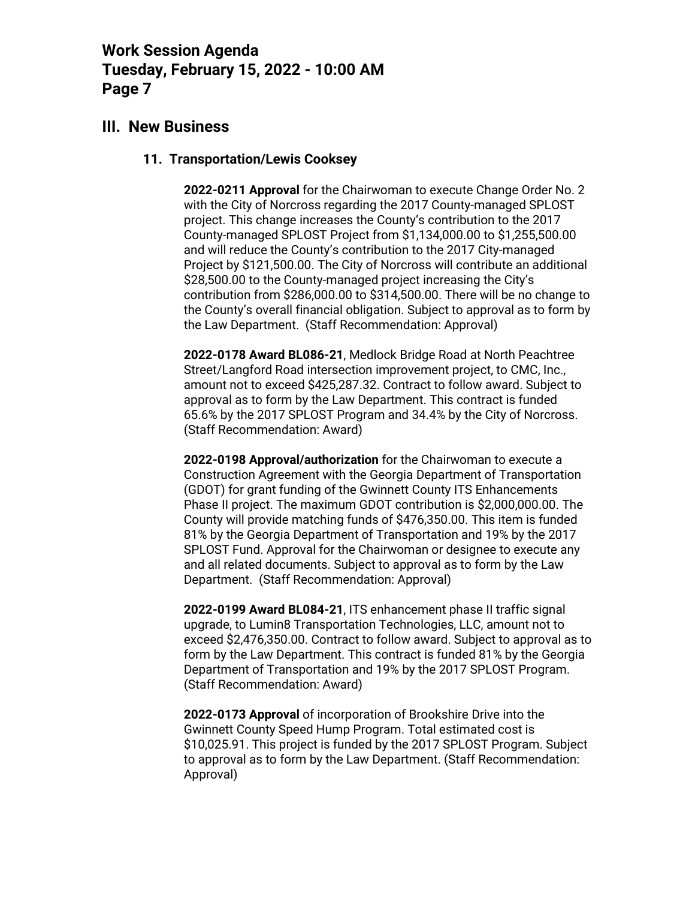## III. New Business

### 11. Transportation/Lewis Cooksey

**2022-0211 Approval** for the Chairwoman to execute Change Order No. 2 with the City of Norcross regarding the 2017 County-managed SPLOST project. This change increases the County's contribution to the 2017 County-managed SPLOST Project from $1,134,000.00 to $1,255,500.00 and will reduce the County's contribution to the 2017 City-managed Project by $121,500.00. The City of Norcross will contribute an additional $28,500.00 to the County-managed project increasing the City's contribution from $286,000.00 to $314,500.00. There will be no change to the County's overall financial obligation. Subject to approval as to form by the Law Department. (Staff Recommendation: Approval)

**2022-0178 Award BL086-21**, Medlock Bridge Road at North Peachtree Street/Langford Road intersection improvement project, to CMC, Inc., amount not to exceed $425,287.32. Contract to follow award. Subject to approval as to form by the Law Department. This contract is funded 65.6% by the 2017 SPLOST Program and 34.4% by the City of Norcross. (Staff Recommendation: Award)

**2022-0198 Approval/authorization** for the Chairwoman to execute a Construction Agreement with the Georgia Department of Transportation (GDOT) for grant funding of the Gwinnett County ITS Enhancements Phase II project. The maximum GDOT contribution is $2,000,000.00. The County will provide matching funds of $476,350.00. This item is funded 81% by the Georgia Department of Transportation and 19% by the 2017 SPLOST Fund. Approval for the Chairwoman or designee to execute any and all related documents. Subject to approval as to form by the Law Department. (Staff Recommendation: Approval)

**2022-0199 Award BL084-21**, ITS enhancement phase II traffic signal upgrade, to Lumin8 Transportation Technologies, LLC, amount not to exceed $2,476,350.00. Contract to follow award. Subject to approval as to form by the Law Department. This contract is funded 81% by the Georgia Department of Transportation and 19% by the 2017 SPLOST Program. (Staff Recommendation: Award)

**2022-0173 Approval** of incorporation of Brookshire Drive into the Gwinnett County Speed Hump Program. Total estimated cost is $10,025.91. This project is funded by the 2017 SPLOST Program. Subject to approval as to form by the Law Department. (Staff Recommendation: Approval)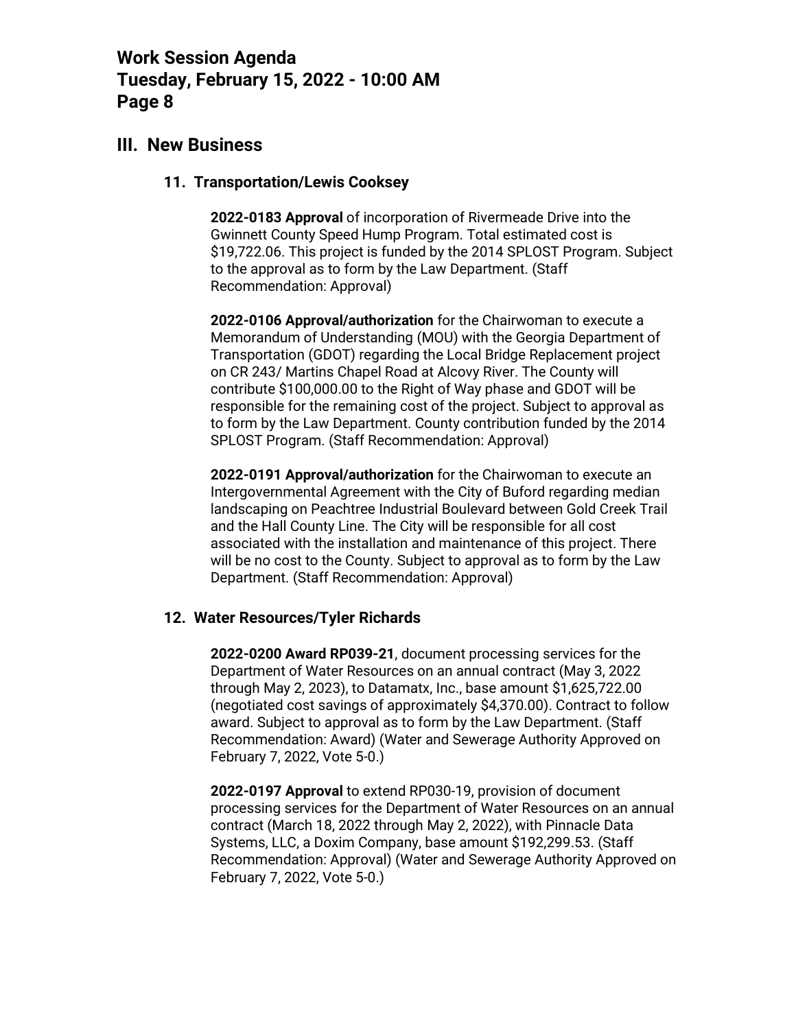## III. New Business

### 11. Transportation/Lewis Cooksey

**2022-0183 Approval** of incorporation of Rivermeade Drive into the Gwinnett County Speed Hump Program. Total estimated cost is $19,722.06. This project is funded by the 2014 SPLOST Program. Subject to the approval as to form by the Law Department. (Staff Recommendation: Approval)

**2022-0106 Approval/authorization** for the Chairwoman to execute a Memorandum of Understanding (MOU) with the Georgia Department of Transportation (GDOT) regarding the Local Bridge Replacement project on CR 243/ Martins Chapel Road at Alcovy River. The County will contribute $100,000.00 to the Right of Way phase and GDOT will be responsible for the remaining cost of the project. Subject to approval as to form by the Law Department. County contribution funded by the 2014 SPLOST Program. (Staff Recommendation: Approval)

**2022-0191 Approval/authorization** for the Chairwoman to execute an Intergovernmental Agreement with the City of Buford regarding median landscaping on Peachtree Industrial Boulevard between Gold Creek Trail and the Hall County Line. The City will be responsible for all cost associated with the installation and maintenance of this project. There will be no cost to the County. Subject to approval as to form by the Law Department. (Staff Recommendation: Approval)

### 12. Water Resources/Tyler Richards

**2022-0200 Award RP039-21**, document processing services for the Department of Water Resources on an annual contract (May 3, 2022 through May 2, 2023), to Datamatx, Inc., base amount $1,625,722.00 (negotiated cost savings of approximately $4,370.00). Contract to follow award. Subject to approval as to form by the Law Department. (Staff Recommendation: Award) (Water and Sewerage Authority Approved on February 7, 2022, Vote 5-0.)

**2022-0197 Approval** to extend RP030-19, provision of document processing services for the Department of Water Resources on an annual contract (March 18, 2022 through May 2, 2022), with Pinnacle Data Systems, LLC, a Doxim Company, base amount $192,299.53. (Staff Recommendation: Approval) (Water and Sewerage Authority Approved on February 7, 2022, Vote 5-0.)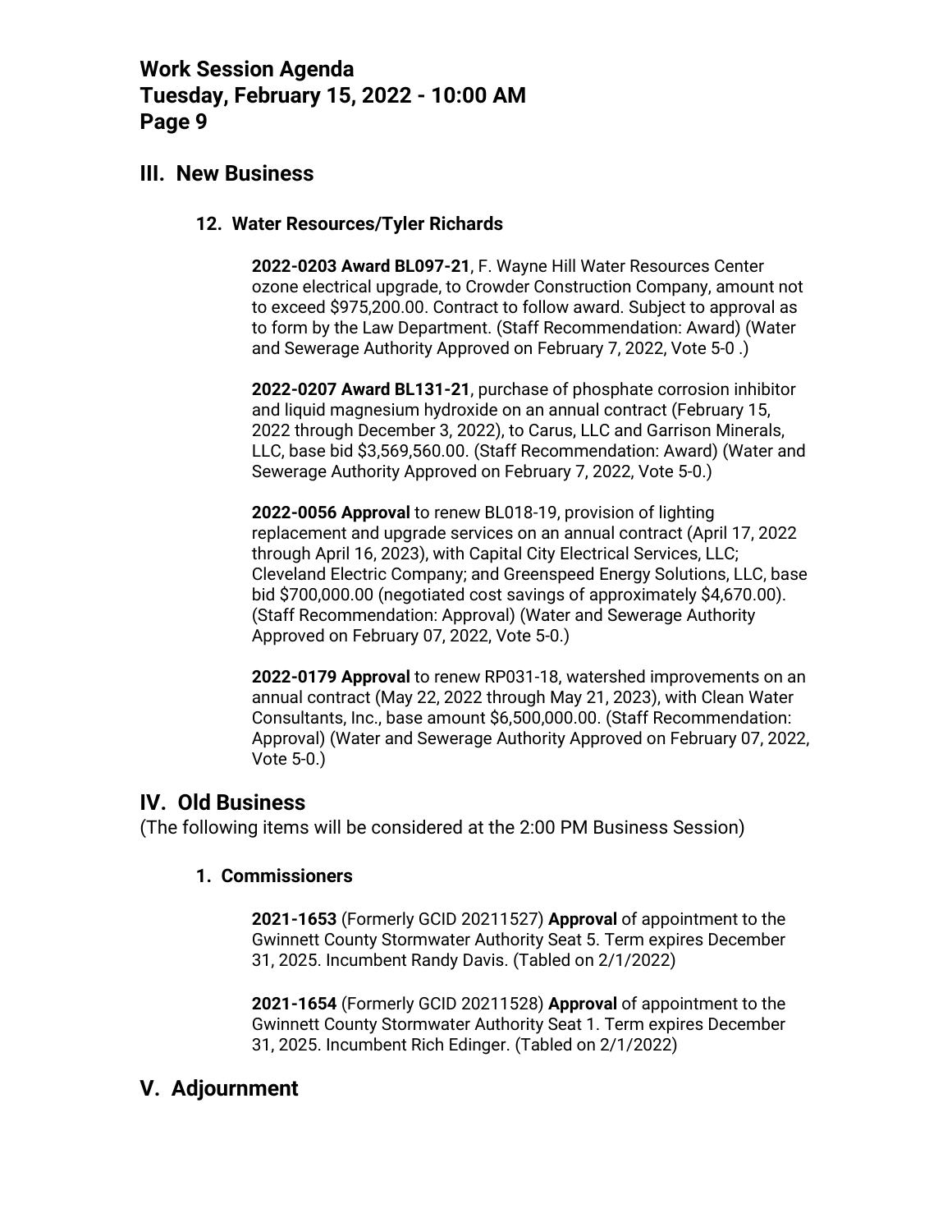## III. New Business

### 12. Water Resources/Tyler Richards

**2022-0203 Award BL097-21**, F. Wayne Hill Water Resources Center ozone electrical upgrade, to Crowder Construction Company, amount not to exceed $975,200.00. Contract to follow award. Subject to approval as to form by the Law Department. (Staff Recommendation: Award) (Water and Sewerage Authority Approved on February 7, 2022, Vote 5-0 .)

**2022-0207 Award BL131-21**, purchase of phosphate corrosion inhibitor and liquid magnesium hydroxide on an annual contract (February 15, 2022 through December 3, 2022), to Carus, LLC and Garrison Minerals, LLC, base bid $3,569,560.00. (Staff Recommendation: Award) (Water and Sewerage Authority Approved on February 7, 2022, Vote 5-0.)

**2022-0056 Approval** to renew BL018-19, provision of lighting replacement and upgrade services on an annual contract (April 17, 2022 through April 16, 2023), with Capital City Electrical Services, LLC; Cleveland Electric Company; and Greenspeed Energy Solutions, LLC, base bid $700,000.00 (negotiated cost savings of approximately $4,670.00). (Staff Recommendation: Approval) (Water and Sewerage Authority Approved on February 07, 2022, Vote 5-0.)

**2022-0179 Approval** to renew RP031-18, watershed improvements on an annual contract (May 22, 2022 through May 21, 2023), with Clean Water Consultants, Inc., base amount $6,500,000.00. (Staff Recommendation: Approval) (Water and Sewerage Authority Approved on February 07, 2022, Vote 5-0.)

## IV. Old Business

(The following items will be considered at the 2:00 PM Business Session)

### 1. Commissioners

**2021-1653** (Formerly GCID 20211527) **Approval** of appointment to the Gwinnett County Stormwater Authority Seat 5. Term expires December 31, 2025. Incumbent Randy Davis. (Tabled on 2/1/2022)

**2021-1654** (Formerly GCID 20211528) **Approval** of appointment to the Gwinnett County Stormwater Authority Seat 1. Term expires December 31, 2025. Incumbent Rich Edinger. (Tabled on 2/1/2022)

## V. Adjournment